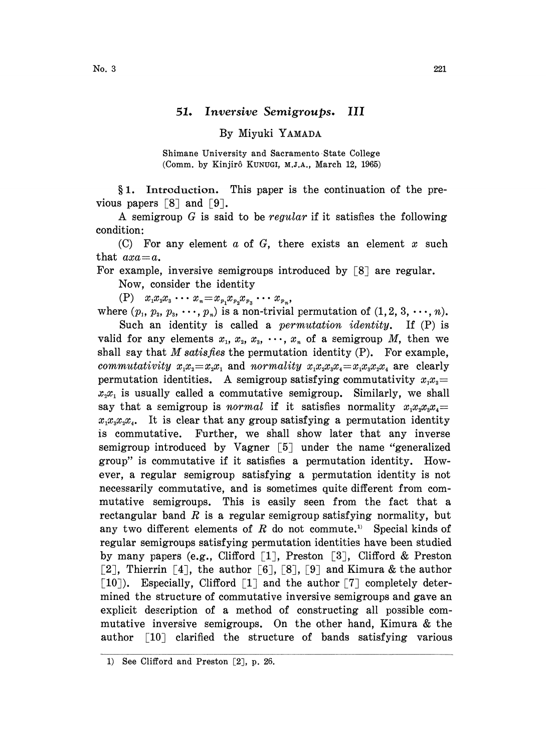# 51. *Inversive Semigroups*. III

By Miyuki YAMADA

Shimane University and Sacramento State College
(Comm. by Kinjirô KUNUGI, M.J.A., March 12, 1965)

§1. **Introduction.** This paper is the continuation of the previous papers [8] and [9].

A semigroup $G$ is said to be *regular* if it satisfies the following condition:

(C) For any element $a$ of $G$, there exists an element $x$ such that $axa=a$.

For example, inversive semigroups introduced by [8] are regular.

Now, consider the identity

(P) $x_1x_2x_3 \cdots x_n = x_{p_1}x_{p_2}x_{p_3} \cdots x_{p_n}$,

where $(p_1, p_2, p_3, \cdots, p_n)$ is a non-trivial permutation of $(1, 2, 3, \cdots, n)$.

Such an identity is called a *permutation identity*. If (P) is valid for any elements $x_1, x_2, x_3, \cdots, x_n$ of a semigroup $M$, then we shall say that $M$ *satisfies* the permutation identity (P). For example, *commutativity* $x_1x_2=x_2x_1$ and *normality* $x_1x_2x_3x_4=x_1x_3x_2x_4$ are clearly permutation identities. A semigroup satisfying commutativity $x_1x_2=x_2x_1$ is usually called a commutative semigroup. Similarly, we shall say that a semigroup is *normal* if it satisfies normality $x_1x_2x_3x_4=x_1x_3x_2x_4$. It is clear that any group satisfying a permutation identity is commutative. Further, we shall show later that any inverse semigroup introduced by Vagner [5] under the name "generalized group" is commutative if it satisfies a permutation identity. However, a regular semigroup satisfying a permutation identity is not necessarily commutative, and is sometimes quite different from commutative semigroups. This is easily seen from the fact that a rectangular band $R$ is a regular semigroup satisfying normality, but any two different elements of $R$ do not commute.[1] Special kinds of regular semigroups satisfying permutation identities have been studied by many papers (e.g., Clifford [1], Preston [3], Clifford & Preston [2], Thierrin [4], the author [6], [8], [9] and Kimura & the author [10]). Especially, Clifford [1] and the author [7] completely determined the structure of commutative inversive semigroups and gave an explicit description of a method of constructing all possible commutative inversive semigroups. On the other hand, Kimura & the author [10] clarified the structure of bands satisfying various

1) See Clifford and Preston [2], p. 26.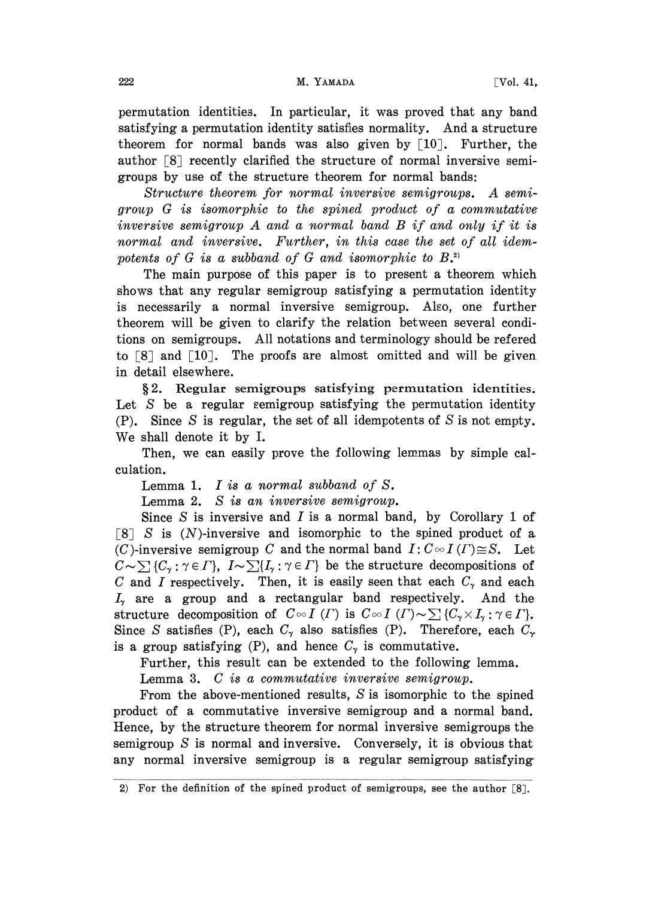permutation identities. In particular, it was proved that any band satisfying a permutation identity satisfies normality. And a structure theorem for normal bands was also given by [10]. Further, the author [8] recently clarified the structure of normal inversive semigroups by use of the structure theorem for normal bands:

*Structure theorem for normal inversive semigroups. A semigroup G is isomorphic to the spined product of a commutative inversive semigroup A and a normal band B if and only if it is normal and inversive. Further, in this case the set of all idempotents of G is a subband of G and isomorphic to B.*[2]

The main purpose of this paper is to present a theorem which shows that any regular semigroup satisfying a permutation identity is necessarily a normal inversive semigroup. Also, one further theorem will be given to clarify the relation between several conditions on semigroups. All notations and terminology should be refered to [8] and [10]. The proofs are almost omitted and will be given in detail elsewhere.

**§2. Regular semigroups satisfying permutation identities.** Let $S$ be a regular semigroup satisfying the permutation identity (P). Since $S$ is regular, the set of all idempotents of $S$ is not empty. We shall denote it by I.

Then, we can easily prove the following lemmas by simple calculation.

Lemma 1. *$I$ is a normal subband of $S$.*

Lemma 2. *$S$ is an inversive semigroup.*

Since $S$ is inversive and $I$ is a normal band, by Corollary 1 of [8] $S$ is $(N)$-inversive and isomorphic to the spined product of a $(C)$-inversive semigroup $C$ and the normal band $I: C \infty I(\Gamma) \cong S$. Let $C \sim \sum\{C_\gamma : \gamma \in \Gamma\}$, $I \sim \sum\{I_\gamma : \gamma \in \Gamma\}$ be the structure decompositions of $C$ and $I$ respectively. Then, it is easily seen that each $C_\gamma$ and each $I_\gamma$ are a group and a rectangular band respectively. And the structure decomposition of $C \infty I(\Gamma)$ is $C \infty I(\Gamma) \sim \sum\{C_\gamma \times I_\gamma : \gamma \in \Gamma\}$. Since $S$ satisfies (P), each $C_\gamma$ also satisfies (P). Therefore, each $C_\gamma$ is a group satisfying (P), and hence $C_\gamma$ is commutative.

Further, this result can be extended to the following lemma.

Lemma 3. *$C$ is a commutative inversive semigroup.*

From the above-mentioned results, $S$ is isomorphic to the spined product of a commutative inversive semigroup and a normal band. Hence, by the structure theorem for normal inversive semigroups the semigroup $S$ is normal and inversive. Conversely, it is obvious that any normal inversive semigroup is a regular semigroup satisfying

2) For the definition of the spined product of semigroups, see the author [8].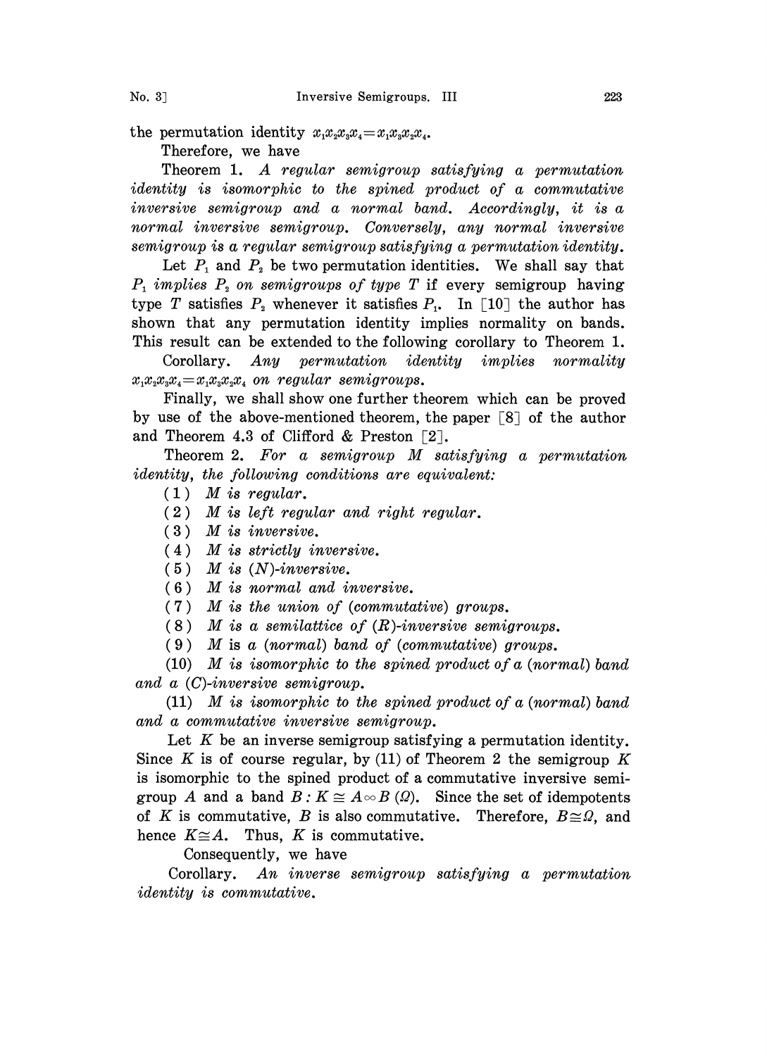the permutation identity $x_1x_2x_3x_4=x_1x_3x_2x_4$.

Therefore, we have

Theorem 1. *A regular semigroup satisfying a permutation identity is isomorphic to the spined product of a commutative inversive semigroup and a normal band. Accordingly, it is a normal inversive semigroup. Conversely, any normal inversive semigroup is a regular semigroup satisfying a permutation identity.*

Let $P_1$ and $P_2$ be two permutation identities. We shall say that *$P_1$ implies $P_2$ on semigroups of type $T$* if every semigroup having type $T$ satisfies $P_2$ whenever it satisfies $P_1$. In [10] the author has shown that any permutation identity implies normality on bands. This result can be extended to the following corollary to Theorem 1.

Corollary. *Any permutation identity implies normality $x_1x_2x_3x_4=x_1x_3x_2x_4$ on regular semigroups.*

Finally, we shall show one further theorem which can be proved by use of the above-mentioned theorem, the paper [8] of the author and Theorem 4.3 of Clifford & Preston [2].

Theorem 2. *For a semigroup $M$ satisfying a permutation identity, the following conditions are equivalent:*

(1) *$M$ is regular.*

(2) *$M$ is left regular and right regular.*

(3) *$M$ is inversive.*

(4) *$M$ is strictly inversive.*

(5) *$M$ is $(N)$-inversive.*

(6) *$M$ is normal and inversive.*

(7) *$M$ is the union of (commutative) groups.*

(8) *$M$ is a semilattice of $(R)$-inversive semigroups.*

(9) *$M$ is a (normal) band of (commutative) groups.*

(10) *$M$ is isomorphic to the spined product of a (normal) band and a $(C)$-inversive semigroup.*

(11) *$M$ is isomorphic to the spined product of a (normal) band and a commutative inversive semigroup.*

Let $K$ be an inverse semigroup satisfying a permutation identity. Since $K$ is of course regular, by (11) of Theorem 2 the semigroup $K$ is isomorphic to the spined product of a commutative inversive semigroup $A$ and a band $B: K\cong A\infty B\ (\Omega)$. Since the set of idempotents of $K$ is commutative, $B$ is also commutative. Therefore, $B\cong\Omega$, and hence $K\cong A$. Thus, $K$ is commutative.

Consequently, we have

Corollary. *An inverse semigroup satisfying a permutation identity is commutative.*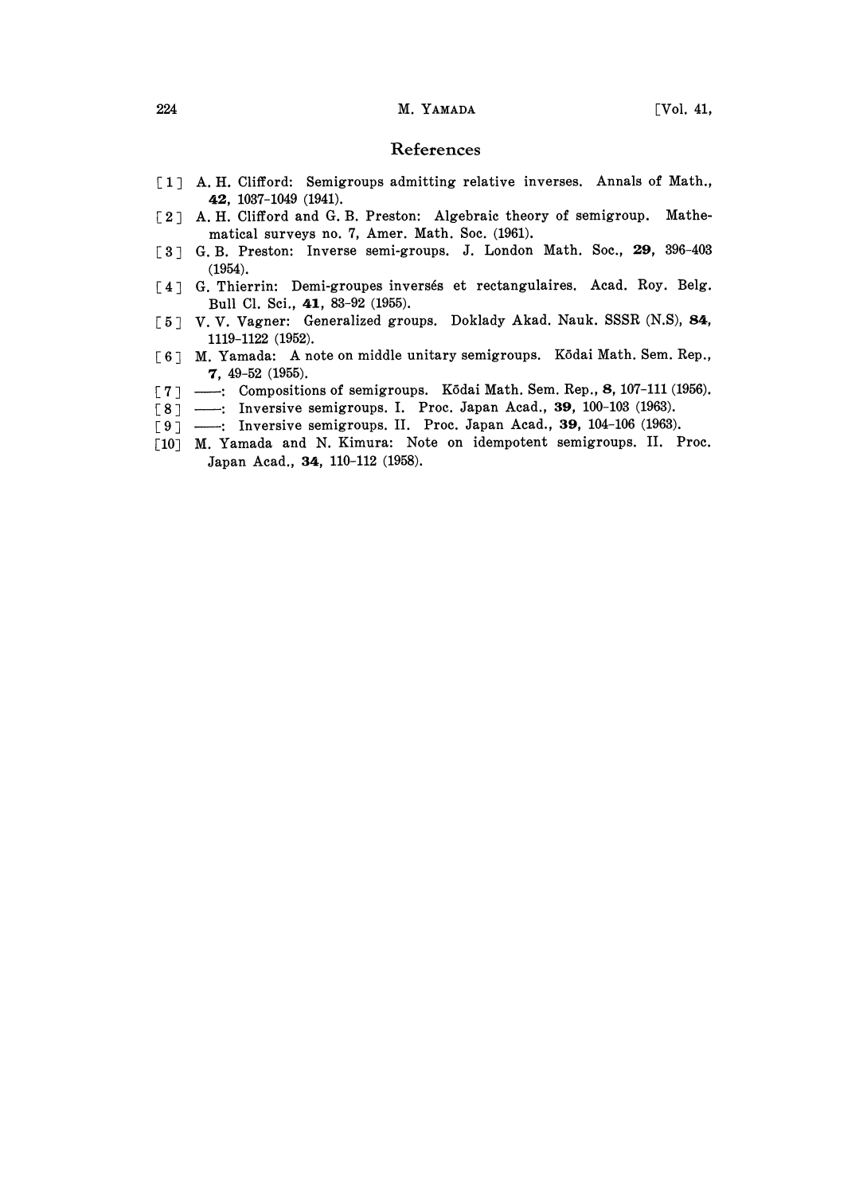## References

[1] A. H. Clifford: Semigroups admitting relative inverses. Annals of Math., **42**, 1037-1049 (1941).

[2] A. H. Clifford and G. B. Preston: Algebraic theory of semigroup. Mathematical surveys no. 7, Amer. Math. Soc. (1961).

[3] G. B. Preston: Inverse semi-groups. J. London Math. Soc., **29**, 396-403 (1954).

[4] G. Thierrin: Demi-groupes inversés et rectangulaires. Acad. Roy. Belg. Bull Cl. Sci., **41**, 83-92 (1955).

[5] V. V. Vagner: Generalized groups. Doklady Akad. Nauk. SSSR (N.S), **84**, 1119-1122 (1952).

[6] M. Yamada: A note on middle unitary semigroups. Kōdai Math. Sem. Rep., **7**, 49-52 (1955).

[7] ——: Compositions of semigroups. Kōdai Math. Sem. Rep., **8**, 107-111 (1956).

[8] ——: Inversive semigroups. I. Proc. Japan Acad., **39**, 100-103 (1963).

[9] ——: Inversive semigroups. II. Proc. Japan Acad., **39**, 104-106 (1963).

[10] M. Yamada and N. Kimura: Note on idempotent semigroups. II. Proc. Japan Acad., **34**, 110-112 (1958).